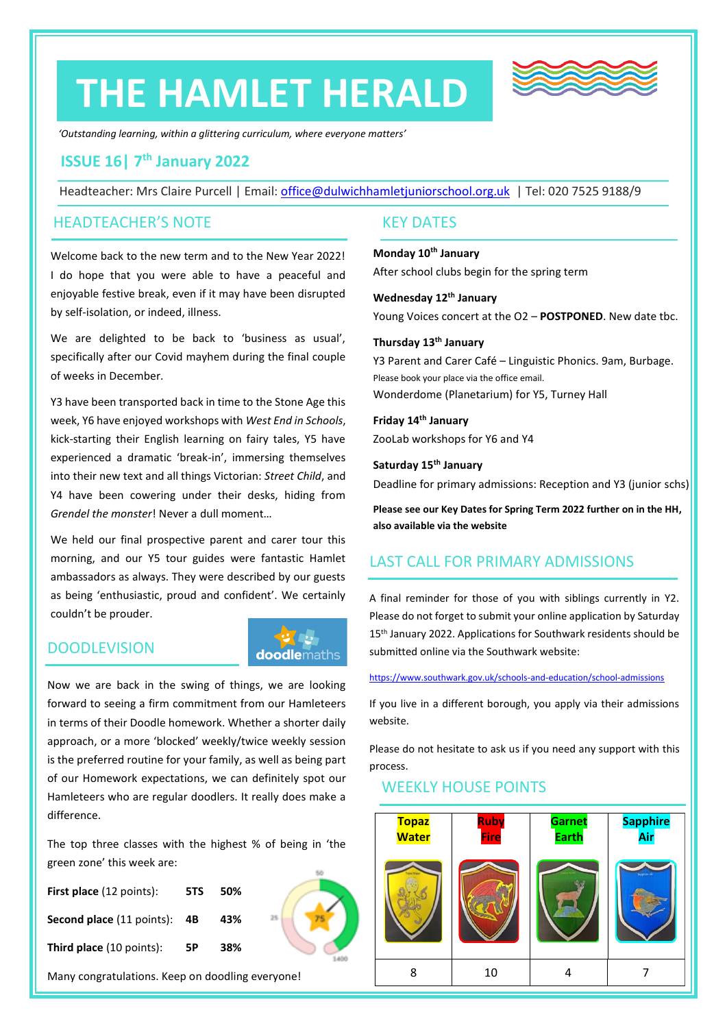# THE HAMLET HERALD

*'Outstanding learning, within a glittering curriculum, where everyone matters'*

## ISSUE 16| 7th January 2022

Headteacher: Mrs Claire Purcell | Email: office@dulwichhamletjuniorschool.org.uk | Tel: 020 7525 9188/9

## HEADTEACHER'S NOTE

Welcome back to the new term and to the New Year 2022! I do hope that you were able to have a peaceful and enjoyable festive break, even if it may have been disrupted by self-isolation, or indeed, illness.

We are delighted to be back to 'business as usual', specifically after our Covid mayhem during the final couple of weeks in December.

Y3 have been transported back in time to the Stone Age this week, Y6 have enjoyed workshops with *West End in Schools*, kick-starting their English learning on fairy tales, Y5 have experienced a dramatic 'break-in', immersing themselves into their new text and all things Victorian: *Street Child*, and Y4 have been cowering under their desks, hiding from *Grendel the monster*! Never a dull moment…

We held our final prospective parent and carer tour this morning, and our Y5 tour guides were fantastic Hamlet ambassadors as always. They were described by our guests as being 'enthusiastic, proud and confident'. We certainly couldn't be prouder.

## DOODLEVISION

Now we are back in the swing of things, we are looking forward to seeing a firm commitment from our Hamleteers in terms of their Doodle homework. Whether a shorter daily approach, or a more 'blocked' weekly/twice weekly session is the preferred routine for your family, as well as being part of our Homework expectations, we can definitely spot our Hamleteers who are regular doodlers. It really does make a difference.

The top three classes with the highest % of being in 'the green zone' this week are:

| | | |
|---|---|---|
| **First place** (12 points): | **5TS** | **50%** |
| **Second place** (11 points): | **4B** | **43%** |
| **Third place** (10 points): | **5P** | **38%** |

Many congratulations. Keep on doodling everyone!

## KEY DATES

**Monday 10th January**
After school clubs begin for the spring term

**Wednesday 12th January**
Young Voices concert at the O2 – **POSTPONED**. New date tbc.

**Thursday 13th January**
Y3 Parent and Carer Café – Linguistic Phonics. 9am, Burbage.
Please book your place via the office email.
Wonderdome (Planetarium) for Y5, Turney Hall

**Friday 14th January**
ZooLab workshops for Y6 and Y4

**Saturday 15th January**
Deadline for primary admissions: Reception and Y3 (junior schs)

**Please see our Key Dates for Spring Term 2022 further on in the HH, also available via the website**

## LAST CALL FOR PRIMARY ADMISSIONS

A final reminder for those of you with siblings currently in Y2. Please do not forget to submit your online application by Saturday 15th January 2022. Applications for Southwark residents should be submitted online via the Southwark website:

https://www.southwark.gov.uk/schools-and-education/school-admissions

If you live in a different borough, you apply via their admissions website.

Please do not hesitate to ask us if you need any support with this process.

## WEEKLY HOUSE POINTS

| Topaz Water | Ruby Fire | Garnet Earth | Sapphire Air |
|---|---|---|---|
| 8 | 10 | 4 | 7 |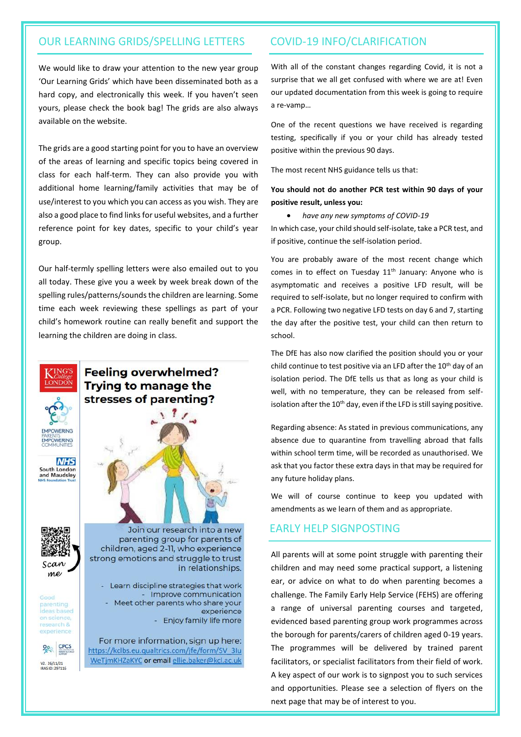## OUR LEARNING GRIDS/SPELLING LETTERS

We would like to draw your attention to the new year group 'Our Learning Grids' which have been disseminated both as a hard copy, and electronically this week. If you haven't seen yours, please check the book bag! The grids are also always available on the website.

The grids are a good starting point for you to have an overview of the areas of learning and specific topics being covered in class for each half-term. They can also provide you with additional home learning/family activities that may be of use/interest to you which you can access as you wish. They are also a good place to find links for useful websites, and a further reference point for key dates, specific to your child's year group.

Our half-termly spelling letters were also emailed out to you all today. These give you a week by week break down of the spelling rules/patterns/sounds the children are learning. Some time each week reviewing these spellings as part of your child's homework routine can really benefit and support the learning the children are doing in class.

King's College London

EMPOWERING PARENTS EMPOWERING COMMUNITIES

NHS South London and Maudsley NHS Foundation Trust

**Feeling overwhelmed? Trying to manage the stresses of parenting?**

Join our research into a new parenting group for parents of children, aged 2-11, who experience strong emotions and struggle to trust in relationships.

- Learn discipline strategies that work
- Improve communication
- Meet other parents who share your experience
- Enjoy family life more

Scan me

Good parenting ideas based on science, research & experience

For more information, sign up here: https://kclbs.eu.qualtrics.com/jfe/form/SV_3luWeTjmKHZaKYC or email ellie.baker@kcl.ac.uk

CPCS

V2. 26/11/21
IRAS ID: 297116

## COVID-19 INFO/CLARIFICATION

With all of the constant changes regarding Covid, it is not a surprise that we all get confused with where we are at! Even our updated documentation from this week is going to require a re-vamp…

One of the recent questions we have received is regarding testing, specifically if you or your child has already tested positive within the previous 90 days.

The most recent NHS guidance tells us that:

**You should not do another PCR test within 90 days of your positive result, unless you:**

- *have any new symptoms of COVID-19*

In which case, your child should self-isolate, take a PCR test, and if positive, continue the self-isolation period.

You are probably aware of the most recent change which comes in to effect on Tuesday 11th January: Anyone who is asymptomatic and receives a positive LFD result, will be required to self-isolate, but no longer required to confirm with a PCR. Following two negative LFD tests on day 6 and 7, starting the day after the positive test, your child can then return to school.

The DfE has also now clarified the position should you or your child continue to test positive via an LFD after the 10th day of an isolation period. The DfE tells us that as long as your child is well, with no temperature, they can be released from self-isolation after the 10th day, even if the LFD is still saying positive.

Regarding absence: As stated in previous communications, any absence due to quarantine from travelling abroad that falls within school term time, will be recorded as unauthorised. We ask that you factor these extra days in that may be required for any future holiday plans.

We will of course continue to keep you updated with amendments as we learn of them and as appropriate.

## EARLY HELP SIGNPOSTING

All parents will at some point struggle with parenting their children and may need some practical support, a listening ear, or advice on what to do when parenting becomes a challenge. The Family Early Help Service (FEHS) are offering a range of universal parenting courses and targeted, evidenced based parenting group work programmes across the borough for parents/carers of children aged 0-19 years. The programmes will be delivered by trained parent facilitators, or specialist facilitators from their field of work. A key aspect of our work is to signpost you to such services and opportunities. Please see a selection of flyers on the next page that may be of interest to you.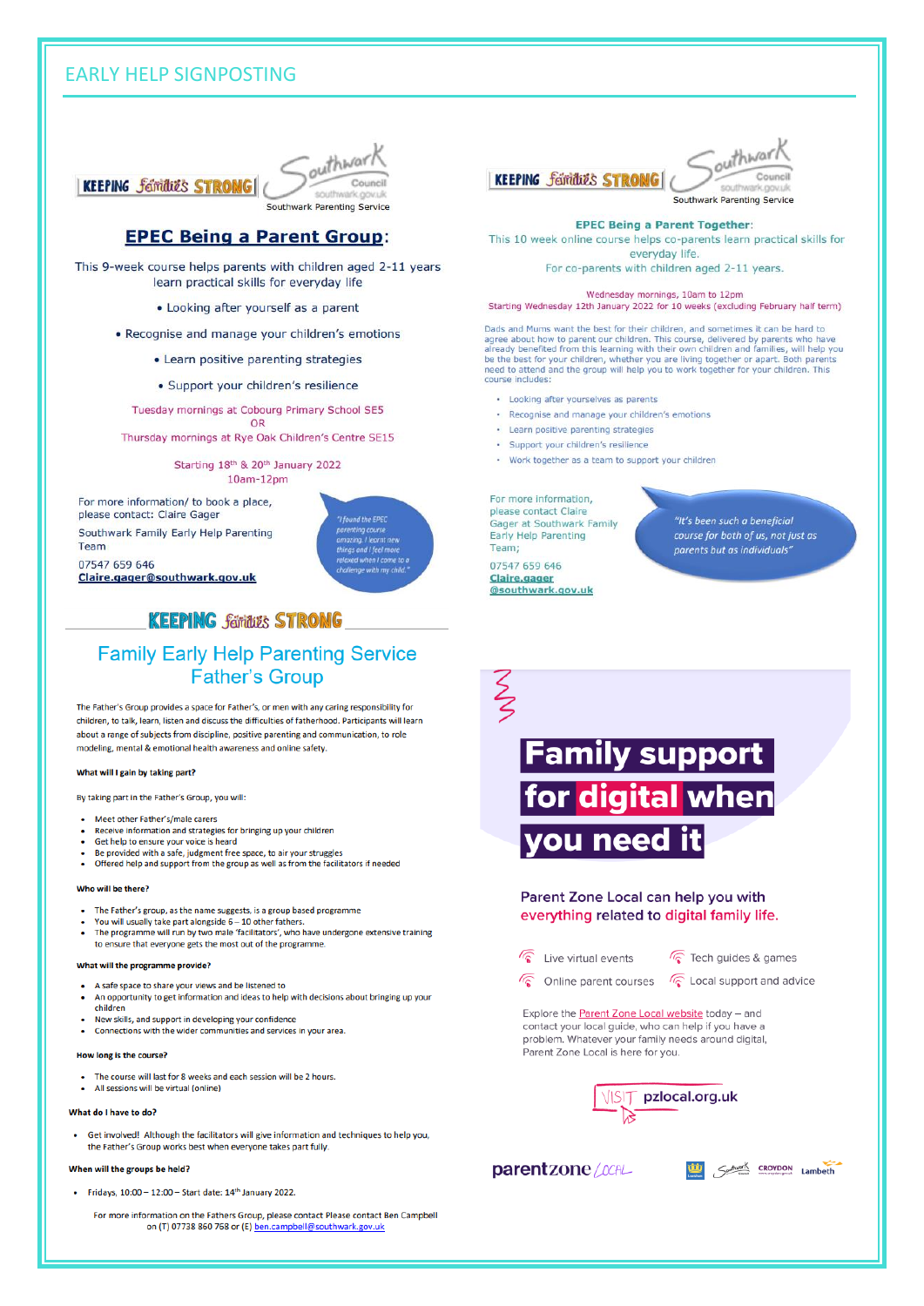# EARLY HELP SIGNPOSTING

KEEPING Families STRONG — Southwark Council — Southwark Parenting Service

## EPEC Being a Parent Group:

This 9-week course helps parents with children aged 2-11 years learn practical skills for everyday life

- Looking after yourself as a parent
- Recognise and manage your children's emotions
- Learn positive parenting strategies
- Support your children's resilience

Tuesday mornings at Cobourg Primary School SE5
OR
Thursday mornings at Rye Oak Children's Centre SE15

Starting 18th & 20th January 2022
10am-12pm

For more information/ to book a place, please contact: Claire Gager

Southwark Family Early Help Parenting Team

07547 659 646

**Claire.gager@southwark.gov.uk**

*"I found the EPEC parenting course amazing. I learnt new things and I feel more relaxed when I come to a challenge with my child."*

KEEPING Families STRONG — Southwark Council — Southwark Parenting Service

## EPEC Being a Parent Together:

This 10 week online course helps co-parents learn practical skills for everyday life.
For co-parents with children aged 2-11 years.

Wednesday mornings, 10am to 12pm
Starting Wednesday 12th January 2022 for 10 weeks (excluding February half term)

Dads and Mums want the best for their children, and sometimes it can be hard to agree about how to parent our children. This course, delivered by parents who have already benefited from this learning with their own children and families, will help you be the best for your children, whether you are living together or apart. Both parents need to attend and the group will help you to work together for your children. This course includes:

- Looking after yourselves as parents
- Recognise and manage your children's emotions
- Learn positive parenting strategies
- Support your children's resilience
- Work together as a team to support your children

For more information, please contact Claire Gager at Southwark Family Early Help Parenting Team;

07547 659 646

**Claire.gager@southwark.gov.uk**

*"It's been such a beneficial course for both of us, not just as parents but as individuals"*

KEEPING Families STRONG

## Family Early Help Parenting Service
## Father's Group

The Father's Group provides a space for Father's, or men with any caring responsibility for children, to talk, learn, listen and discuss the difficulties of fatherhood. Participants will learn about a range of subjects from discipline, positive parenting and communication, to role modeling, mental & emotional health awareness and online safety.

**What will I gain by taking part?**

By taking part in the Father's Group, you will:

- Meet other Father's/male carers
- Receive information and strategies for bringing up your children
- Get help to ensure your voice is heard
- Be provided with a safe, judgment free space, to air your struggles
- Offered help and support from the group as well as from the facilitators if needed

**Who will be there?**

- The Father's group, as the name suggests, is a group based programme
- You will usually take part alongside 6 – 10 other fathers.
- The programme will run by two male 'facilitators', who have undergone extensive training to ensure that everyone gets the most out of the programme.

**What will the programme provide?**

- A safe space to share your views and be listened to
- An opportunity to get information and ideas to help with decisions about bringing up your children
- New skills, and support in developing your confidence
- Connections with the wider communities and services in your area.

**How long is the course?**

- The course will last for 8 weeks and each session will be 2 hours.
- All sessions will be virtual (online)

**What do I have to do?**

- Get involved! Although the facilitators will give information and techniques to help you, the Father's Group works best when everyone takes part fully.

**When will the groups be held?**

- Fridays, 10:00 – 12:00 – Start date: 14th January 2022.

For more information on the Fathers Group, please contact Please contact Ben Campbell on (T) 07738 860 768 or (E) ben.campbell@southwark.gov.uk

## Family support for digital when you need it

Parent Zone Local can help you with everything related to digital family life.

- Live virtual events
- Tech guides & games
- Online parent courses
- Local support and advice

Explore the Parent Zone Local website today – and contact your local guide, who can help if you have a problem. Whatever your family needs around digital, Parent Zone Local is here for you.

VISIT **pzlocal.org.uk**

parentzone LOCAL — Southwark — Croydon — Lambeth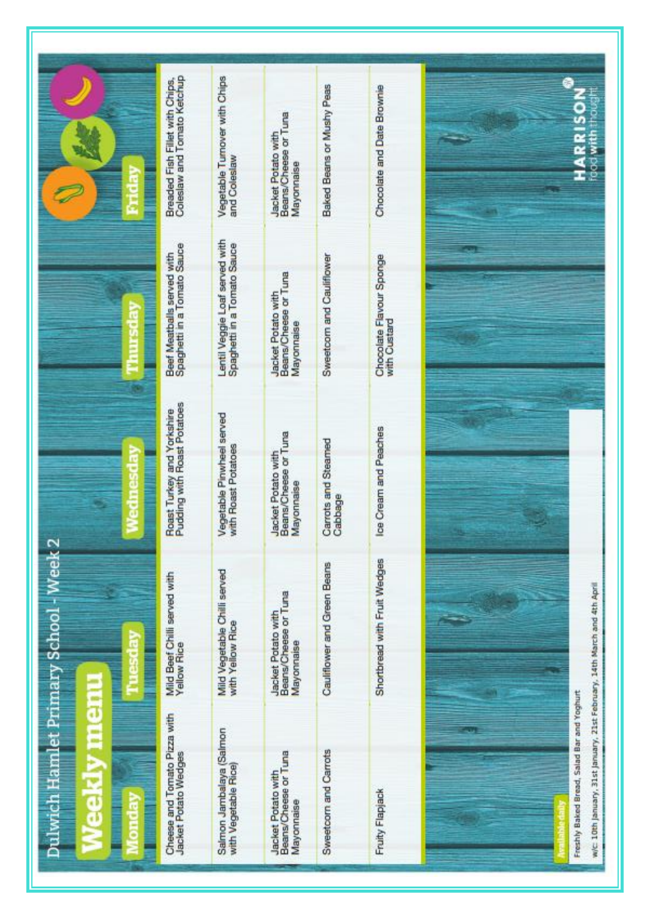# Dulwich Hamlet Primary School - Week 2

## Weekly menu

| Monday | Tuesday | Wednesday | Thursday | Friday |
|---|---|---|---|---|
| Cheese and Tomato Pizza with Jacket Potato Wedges | Mild Beef Chilli served with Yellow Rice | Roast Turkey and Yorkshire Pudding with Roast Potatoes | Beef Meatballs served with Spaghetti in a Tomato Sauce | Breaded Fish Fillet with Chips, Coleslaw and Tomato Ketchup |
| Salmon Jambalaya (Salmon with Vegetable Rice) | Mild Vegetable Chilli served with Yellow Rice | Vegetable Pinwheel served with Roast Potatoes | Lentil Veggie Loaf served with Spaghetti in a Tomato Sauce | Vegetable Turnover with Chips and Coleslaw |
| Jacket Potato with Beans/Cheese or Tuna Mayonnaise | Jacket Potato with Beans/Cheese or Tuna Mayonnaise | Jacket Potato with Beans/Cheese or Tuna Mayonnaise | Jacket Potato with Beans/Cheese or Tuna Mayonnaise | Jacket Potato with Beans/Cheese or Tuna Mayonnaise |
| Sweetcorn and Carrots | Cauliflower and Green Beans | Carrots and Steamed Cabbage | Sweetcorn and Cauliflower | Baked Beans or Mushy Peas |
| Fruity Flapjack | Shortbread with Fruit Wedges | Ice Cream and Peaches | Chocolate Flavour Sponge with Custard | Chocolate and Date Brownie |

**Available daily**

Freshly Baked Bread, Salad Bar and Yoghurt

w/c: 10th January, 31st January, 21st February, 14th March and 4th April

HARRISON® food with thought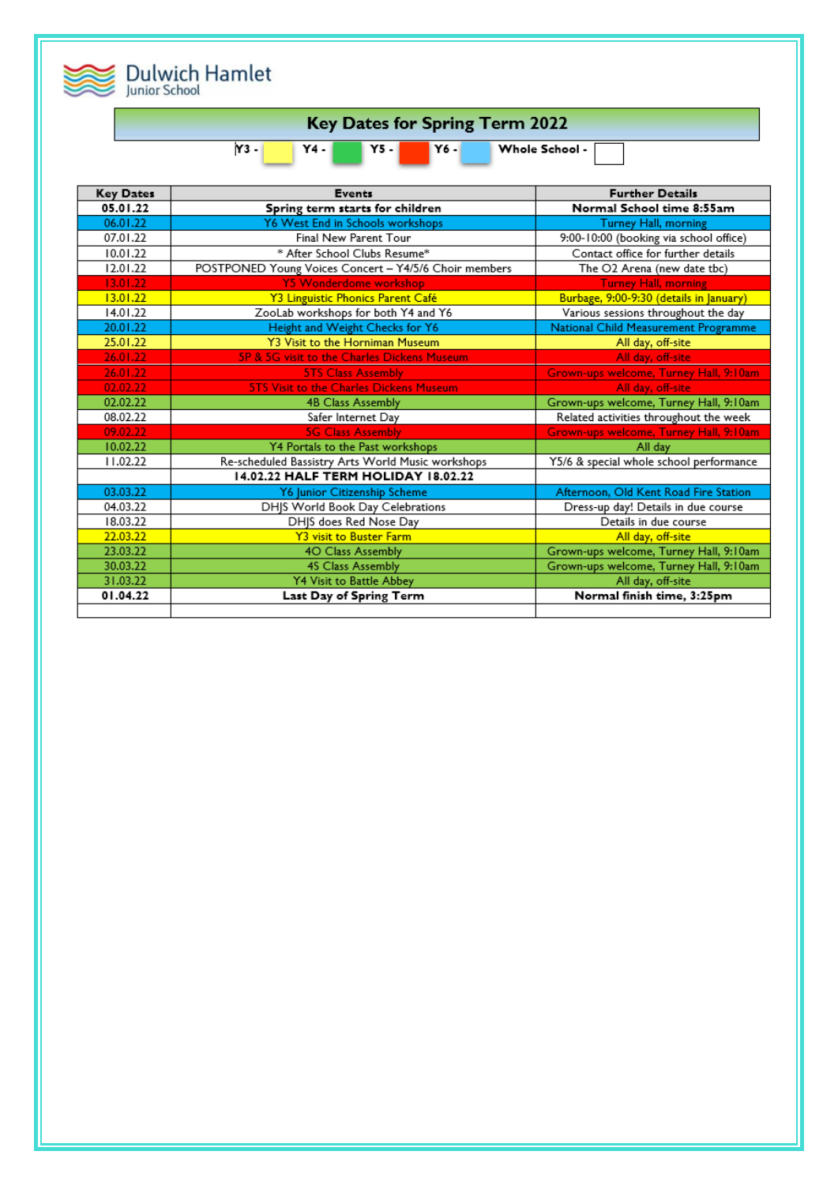Dulwich Hamlet
Junior School

# Key Dates for Spring Term 2022

Y3 - (yellow) Y4 - (green) Y5 - (red) Y6 - (blue) Whole School - (white)

| Key Dates | Events | Further Details |
|---|---|---|
| **05.01.22** | **Spring term starts for children** | **Normal School time 8:55am** |
| 06.01.22 | Y6 West End in Schools workshops | Turney Hall, morning |
| 07.01.22 | Final New Parent Tour | 9:00-10:00 (booking via school office) |
| 10.01.22 | * After School Clubs Resume* | Contact office for further details |
| 12.01.22 | POSTPONED Young Voices Concert – Y4/5/6 Choir members | The O2 Arena (new date tbc) |
| 13.01.22 | Y5 Wonderdome workshop | Turney Hall, morning |
| 13.01.22 | Y3 Linguistic Phonics Parent Café | Burbage, 9:00-9:30 (details in January) |
| 14.01.22 | ZooLab workshops for both Y4 and Y6 | Various sessions throughout the day |
| 20.01.22 | Height and Weight Checks for Y6 | National Child Measurement Programme |
| 25.01.22 | Y3 Visit to the Horniman Museum | All day, off-site |
| 26.01.22 | 5P & 5G visit to the Charles Dickens Museum | All day, off-site |
| 26.01.22 | 5TS Class Assembly | Grown-ups welcome, Turney Hall, 9:10am |
| 02.02.22 | 5TS Visit to the Charles Dickens Museum | All day, off-site |
| 02.02.22 | 4B Class Assembly | Grown-ups welcome, Turney Hall, 9:10am |
| 08.02.22 | Safer Internet Day | Related activities throughout the week |
| 09.02.22 | 5G Class Assembly | Grown-ups welcome, Turney Hall, 9:10am |
| 10.02.22 | Y4 Portals to the Past workshops | All day |
| 11.02.22 | Re-scheduled Bassistry Arts World Music workshops | Y5/6 & special whole school performance |
| | **14.02.22 HALF TERM HOLIDAY 18.02.22** | |
| 03.03.22 | Y6 Junior Citizenship Scheme | Afternoon, Old Kent Road Fire Station |
| 04.03.22 | DHJS World Book Day Celebrations | Dress-up day! Details in due course |
| 18.03.22 | DHJS does Red Nose Day | Details in due course |
| 22.03.22 | Y3 visit to Buster Farm | All day, off-site |
| 23.03.22 | 4O Class Assembly | Grown-ups welcome, Turney Hall, 9:10am |
| 30.03.22 | 4S Class Assembly | Grown-ups welcome, Turney Hall, 9:10am |
| 31.03.22 | Y4 Visit to Battle Abbey | All day, off-site |
| **01.04.22** | **Last Day of Spring Term** | **Normal finish time, 3:25pm** |
| | | |